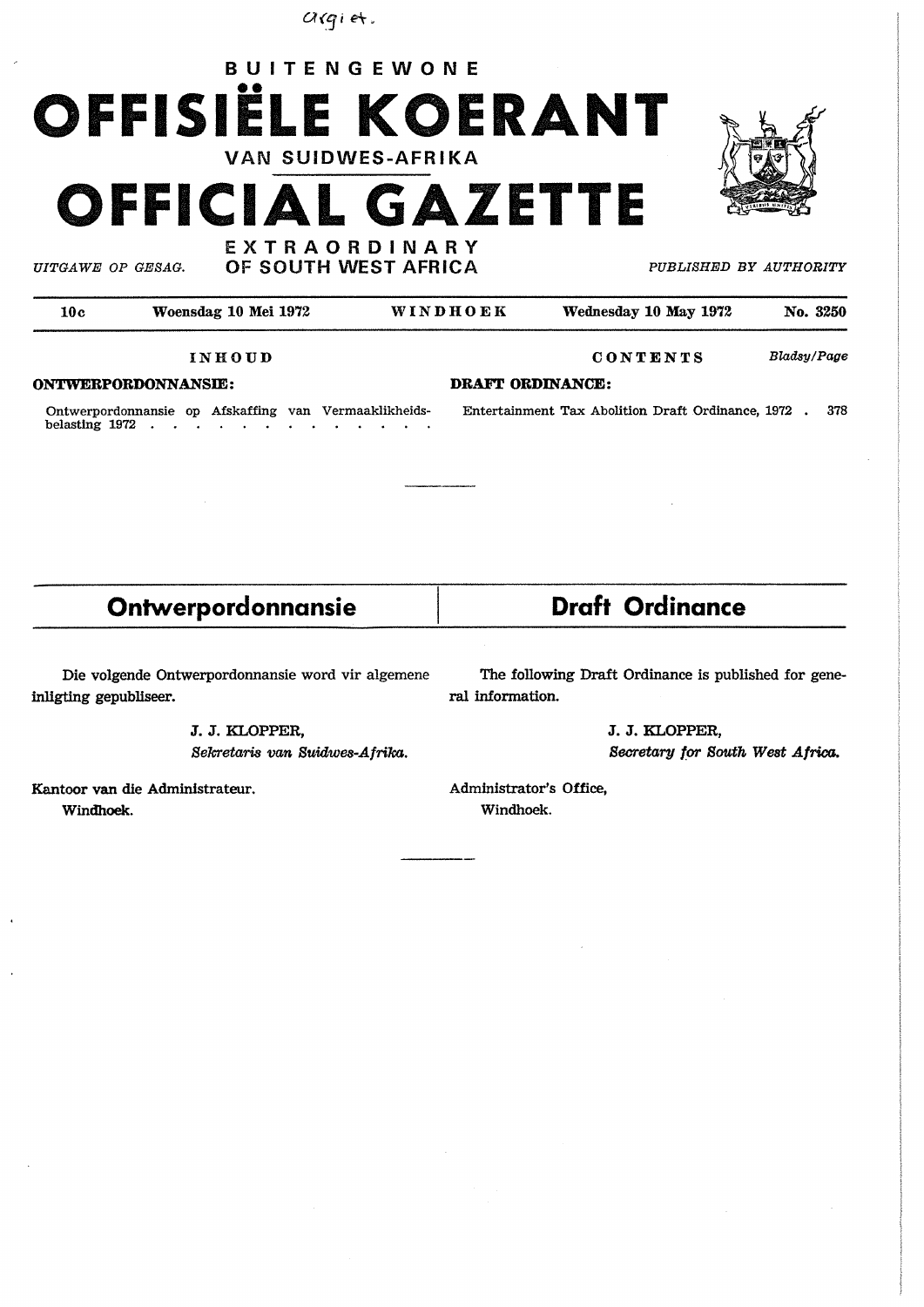# BUITENGEWONE OFFISIËLE KOERANT VAN SUIDWES-AFRIKA

# OFFICIAL GAZETTE EXTRAORDINARY OF SOUTH WEST AFRICA

*UITGAWE OP GESAG.* *PUBLISHED BY AUTHORITY*

| 10c | Woensdag 10 Mei 1972 | WINDHOEK | Wednesday 10 May 1972 | No. 3250 |
|---|---|---|---|---|

**INHOUD**

**ONTWERPORDONNANSIE:**

Ontwerpordonnansie op Afskaffing van Vermaaklikheidsbelasting 1972

**CONTENTS** *Bladsy/Page*

**DRAFT ORDINANCE:**

Entertainment Tax Abolition Draft Ordinance, 1972 . 378

## Ontwerpordonnansie

Die volgende Ontwerpordonnansie word vir algemene inligting gepubliseer.

J. J. KLOPPER,
*Sekretaris van Suidwes-Afrika.*

Kantoor van die Administrateur.
Windhoek.

## Draft Ordinance

The following Draft Ordinance is published for general information.

J. J. KLOPPER,
*Secretary for South West Africa.*

Administrator's Office,
Windhoek.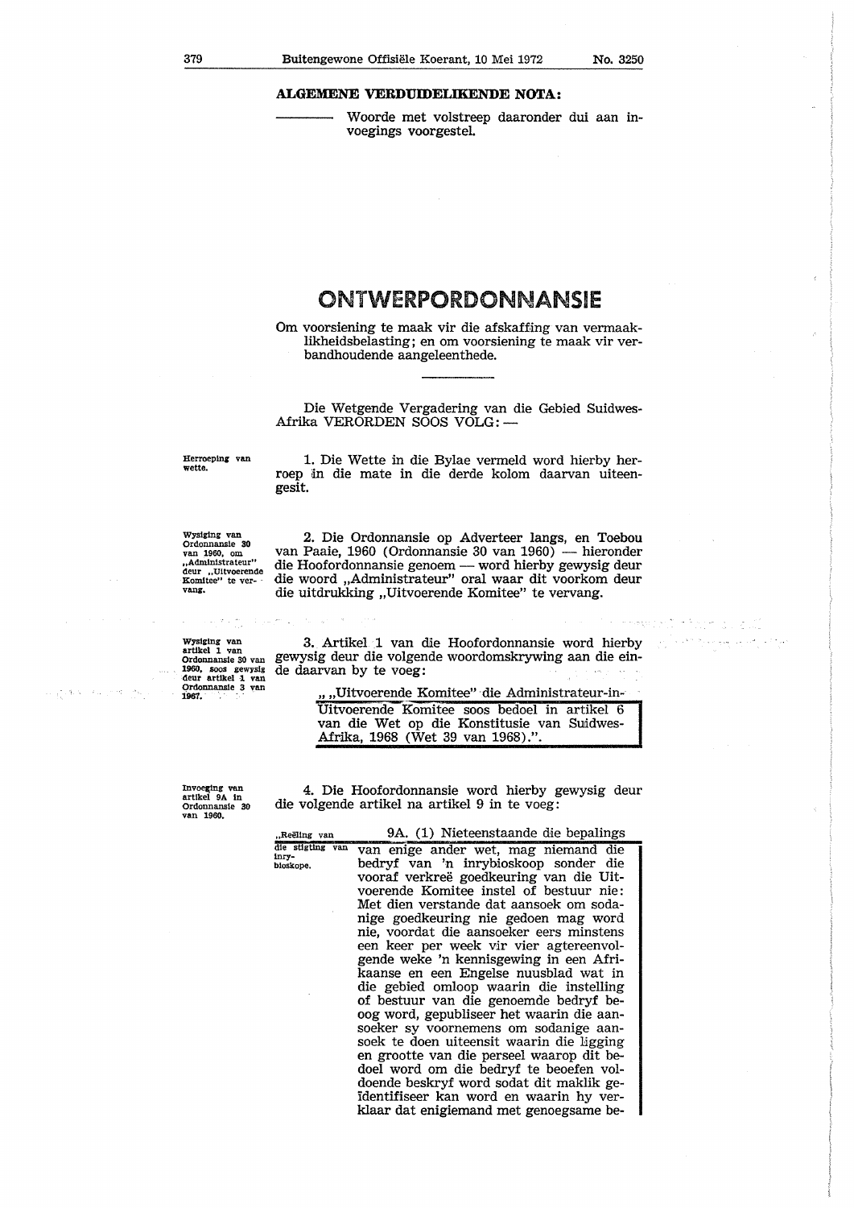**ALGEMENE VERDUIDELIKENDE NOTA:**

———— Woorde met volstreep daaronder dui aan invoegings voorgestel.

# ONTWERPORDONNANSIE

Om voorsiening te maak vir die afskaffing van vermaaklikheidsbelasting; en om voorsiening te maak vir verbandhoudende aangeleenthede.

---

Die Wetgewende Vergadering van die Gebied Suidwes-Afrika VERORDEN SOOS VOLG: —

*Herroeping van wette.*

1. Die Wette in die Bylae vermeld word hierby herroep in die mate in die derde kolom daarvan uiteengesit.

*Wysiging van Ordonnansie 30 van 1960, om „Administrateur" deur „Uitvoerende Komitee" te vervang.*

2. Die Ordonnansie op Adverteer langs, en Toebou van Paaie, 1960 (Ordonnansie 30 van 1960) — hieronder die Hoofordonnansie genoem — word hierby gewysig deur die woord „Administrateur" oral waar dit voorkom deur die uitdrukking „Uitvoerende Komitee" te vervang.

*Wysiging van artikel 1 van Ordonnansie 30 van 1960, soos gewysig deur artikel 1 van Ordonnansie 3 van 1967.*

3. Artikel 1 van die Hoofordonnansie word hierby gewysig deur die volgende woordomskrywing aan die einde daarvan by te voeg:

„ „Uitvoerende Komitee" die Administrateur-in-Uitvoerende Komitee soos bedoel in artikel 6 van die Wet op die Konstitusie van Suidwes-Afrika, 1968 (Wet 39 van 1968).".

*Invoeging van artikel 9A in Ordonnansie 30 van 1960.*

4. Die Hoofordonnansie word hierby gewysig deur die volgende artikel na artikel 9 in te voeg:

*„Reëling van die stigting van inry-bioskope.*

9A. (1) Nieteenstaande die bepalings van enige ander wet, mag niemand die bedryf van 'n inrybioskoop sonder die vooraf verkreë goedkeuring van die Uitvoerende Komitee instel of bestuur nie: Met dien verstande dat aansoek om sodanige goedkeuring nie gedoen mag word nie, voordat die aansoeker eers minstens een keer per week vir vier agtereenvolgende weke 'n kennisgewing in een Afrikaanse en een Engelse nuusblad wat in die gebied omloop waarin die instelling of bestuur van die genoemde bedryf beoog word, gepubliseer het waarin die aansoeker sy voornemens om sodanige aansoek te doen uiteensit waarin die ligging en grootte van die perseel waarop dit bedoel word om die bedryf te beoefen voldoende beskryf word sodat dit maklik geïdentifiseer kan word en waarin hy verklaar dat enigiemand met genoegsame be-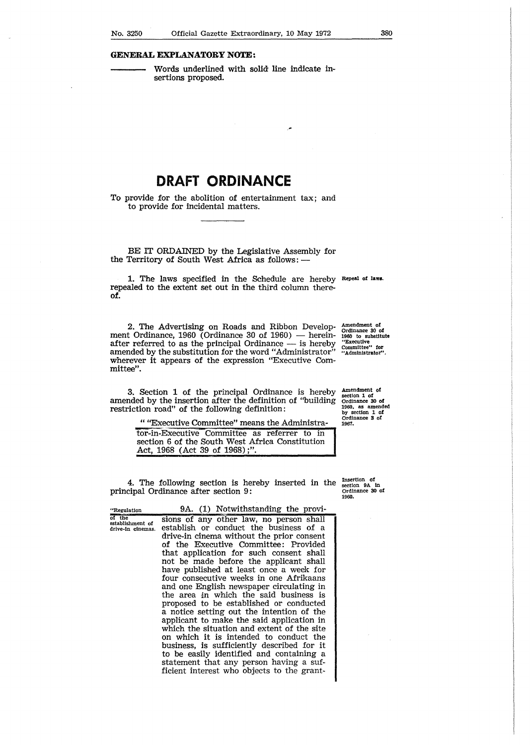**GENERAL EXPLANATORY NOTE:**

——— Words underlined with solid line indicate insertions proposed.

# DRAFT ORDINANCE

To provide for the abolition of entertainment tax; and to provide for incidental matters.

---

BE IT ORDAINED by the Legislative Assembly for the Territory of South West Africa as follows: —

**Repeal of laws.**

1. The laws specified in the Schedule are hereby repealed to the extent set out in the third column thereof.

**Amendment of Ordinance 30 of 1960 to substitute "Executive Committee" for "Administrator".**

2. The Advertising on Roads and Ribbon Development Ordinance, 1960 (Ordinance 30 of 1960) — hereinafter referred to as the principal Ordinance — is hereby amended by the substitution for the word "Administrator" wherever it appears of the expression "Executive Committee".

**Amendment of section 1 of Ordinance 30 of 1960, as amended by section 1 of Ordinance 3 of 1967.**

3. Section 1 of the principal Ordinance is hereby amended by the insertion after the definition of "building restriction road" of the following definition:

" "Executive Committee" means the Administrator-in-Executive Committee as referrer to in section 6 of the South West Africa Constitution Act, 1968 (Act 39 of 1968);".

**Insertion of section 9A in Ordinance 30 of 1960.**

4. The following section is hereby inserted in the principal Ordinance after section 9:

"**Regulation of the establishment of drive-in cinemas.**

9A. (1) Notwithstanding the provisions of any other law, no person shall establish or conduct the business of a drive-in cinema without the prior consent of the Executive Committee: Provided that application for such consent shall not be made before the applicant shall have published at least once a week for four consecutive weeks in one Afrikaans and one English newspaper circulating in the area in which the said business is proposed to be established or conducted a notice setting out the intention of the applicant to make the said application in which the situation and extent of the site on which it is intended to conduct the business, is sufficiently described for it to be easily identified and containing a statement that any person having a sufficient interest who objects to the grant-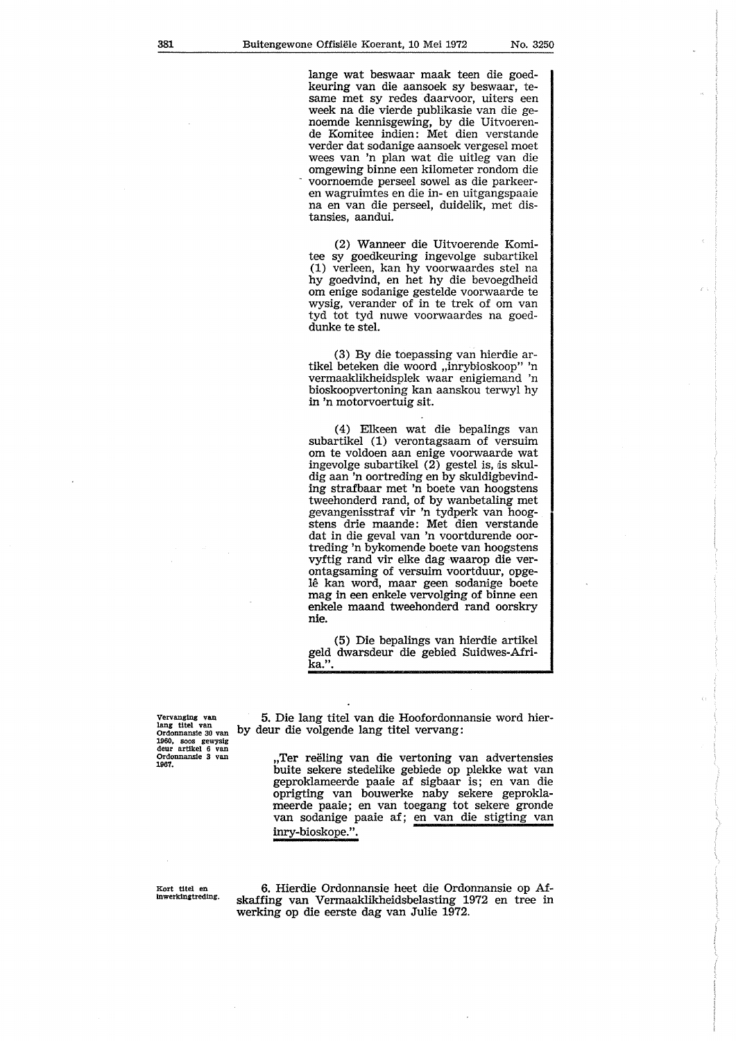lange wat beswaar maak teen die goedkeuring van die aansoek sy beswaar, tesame met sy redes daarvoor, uiters een week na die vierde publikasie van die genoemde kennisgewing, by die Uitvoerende Komitee indien: Met dien verstande verder dat sodanige aansoek vergesel moet wees van 'n plan wat die uitleg van die omgewing binne een kilometer rondom die voornoemde perseel sowel as die parkeer- en wagruimtes en die in- en uitgangspaaie na en van die perseel, duidelik, met distansies, aandui.

(2) Wanneer die Uitvoerende Komitee sy goedkeuring ingevolge subartikel (1) verleen, kan hy voorwaardes stel na hy goedvind, en het hy die bevoegdheid om enige sodanige gestelde voorwaarde te wysig, verander of in te trek of om van tyd tot tyd nuwe voorwaardes na goeddunke te stel.

(3) By die toepassing van hierdie artikel beteken die woord „inrybioskoop" 'n vermaaklikheidsplek waar enigiemand 'n bioskoopvertoning kan aanskou terwyl hy in 'n motorvoertuig sit.

(4) Elkeen wat die bepalings van subartikel (1) verontagsaam of versuim om te voldoen aan enige voorwaarde wat ingevolge subartikel (2) gestel is, is skuldig aan 'n oortreding en by skuldigbevinding strafbaar met 'n boete van hoogstens tweehonderd rand, of by wanbetaling met gevangenisstraf vir 'n tydperk van hoogstens drie maande: Met dien verstande dat in die geval van 'n voortdurende oortreding 'n bykomende boete van hoogstens vyftig rand vir elke dag waarop die verontagsaming of versuim voortduur, opgelê kan word, maar geen sodanige boete mag in een enkele vervolging of binne een enkele maand tweehonderd rand oorskry nie.

(5) Die bepalings van hierdie artikel geld dwarsdeur die gebied Suidwes-Afrika.".

**Vervanging van lang titel van Ordonnansie 30 van 1960, soos gewysig deur artikel 6 van Ordonnansie 3 van 1967.**

5. Die lang titel van die Hoofordonnansie word hierby deur die volgende lang titel vervang:

„Ter reëling van die vertoning van advertensies buite sekere stedelike gebiede op plekke wat van geproklameerde paaie af sigbaar is; en van die oprigting van bouwerke naby sekere geproklameerde paaie; en van toegang tot sekere gronde van sodanige paaie af; en van die stigting van inry-bioskope.".

**Kort titel en inwerkingtreding.**

6. Hierdie Ordonnansie heet die Ordonnansie op Afskaffing van Vermaaklikheidsbelasting 1972 en tree in werking op die eerste dag van Julie 1972.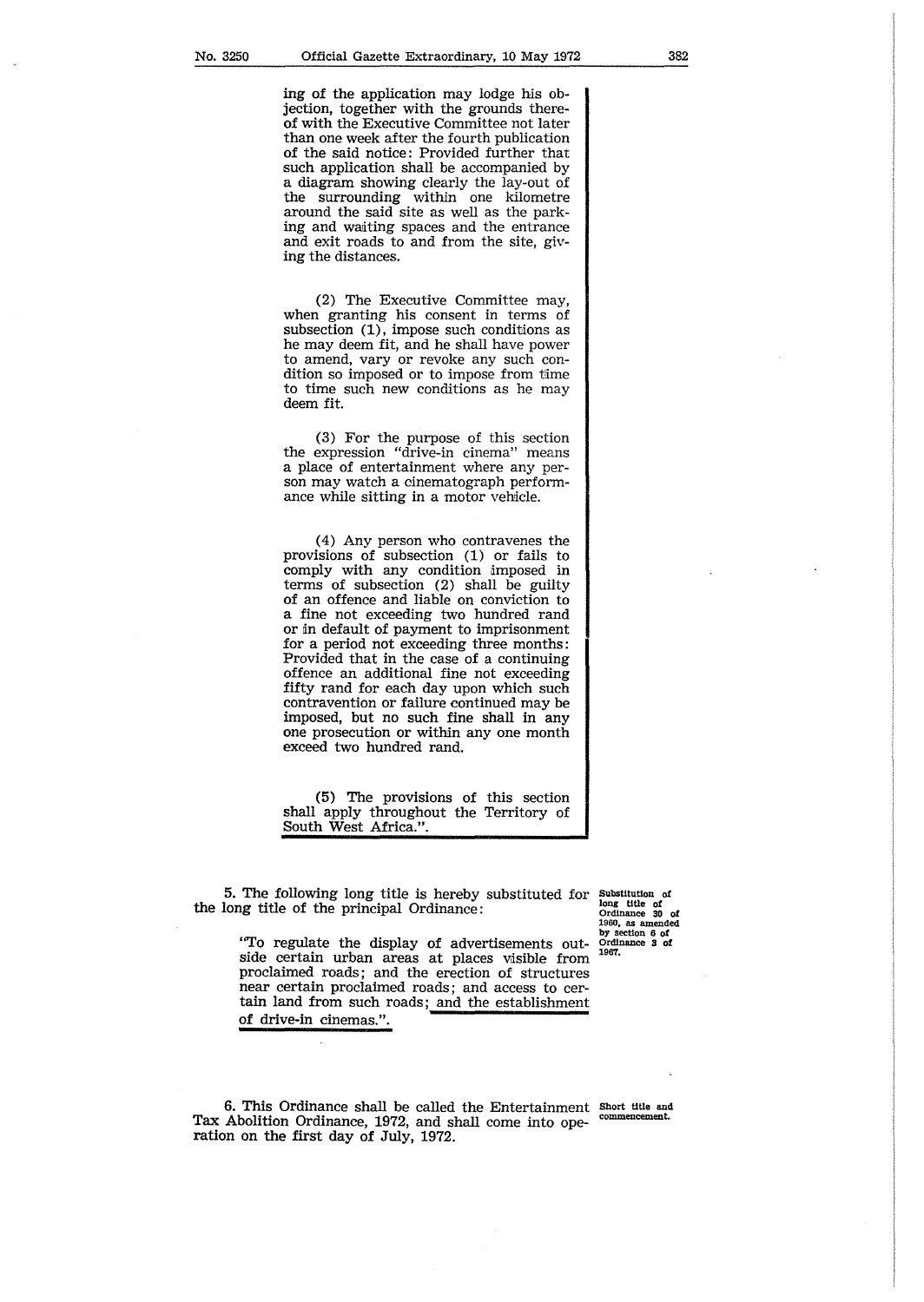ing of the application may lodge his objection, together with the grounds thereof with the Executive Committee not later than one week after the fourth publication of the said notice: Provided further that such application shall be accompanied by a diagram showing clearly the lay-out of the surrounding within one kilometre around the said site as well as the parking and waiting spaces and the entrance and exit roads to and from the site, giving the distances.

(2) The Executive Committee may, when granting his consent in terms of subsection (1), impose such conditions as he may deem fit, and he shall have power to amend, vary or revoke any such condition so imposed or to impose from time to time such new conditions as he may deem fit.

(3) For the purpose of this section the expression "drive-in cinema" means a place of entertainment where any person may watch a cinematograph performance while sitting in a motor vehicle.

(4) Any person who contravenes the provisions of subsection (1) or fails to comply with any condition imposed in terms of subsection (2) shall be guilty of an offence and liable on conviction to a fine not exceeding two hundred rand or in default of payment to imprisonment for a period not exceeding three months: Provided that in the case of a continuing offence an additional fine not exceeding fifty rand for each day upon which such contravention or failure continued may be imposed, but no such fine shall in any one prosecution or within any one month exceed two hundred rand.

(5) The provisions of this section shall apply throughout the Territory of South West Africa.".

**Substitution of long title of Ordinance 30 of 1960, as amended by section 6 of Ordinance 3 of 1967.**

5. The following long title is hereby substituted for the long title of the principal Ordinance:

"To regulate the display of advertisements outside certain urban areas at places visible from proclaimed roads; and the erection of structures near certain proclaimed roads; and access to certain land from such roads; and the establishment of drive-in cinemas.".

**Short title and commencement.**

6. This Ordinance shall be called the Entertainment Tax Abolition Ordinance, 1972, and shall come into operation on the first day of July, 1972.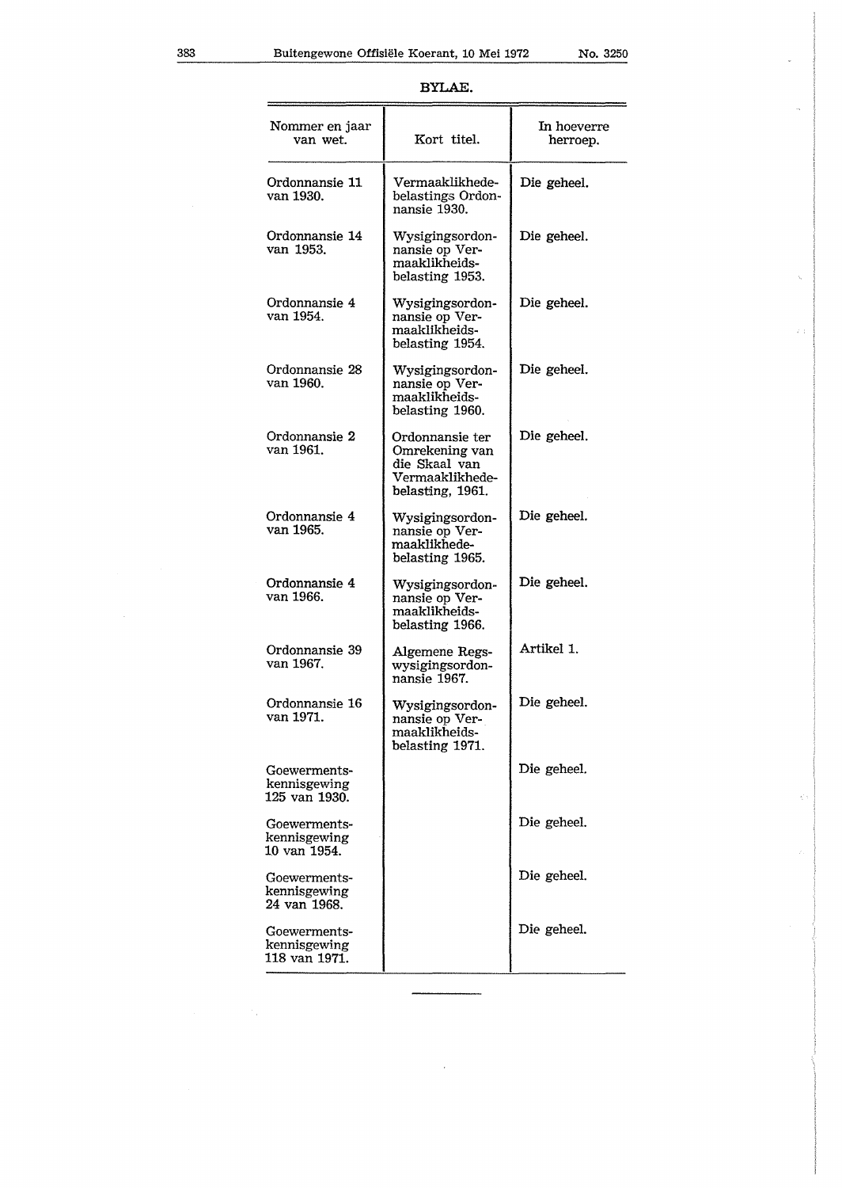## BYLAE.

| Nommer en jaar van wet. | Kort titel. | In hoeverre herroep. |
|---|---|---|
| Ordonnansie 11 van 1930. | Vermaaklikhedebelastings Ordonnansie 1930. | Die geheel. |
| Ordonnansie 14 van 1953. | Wysigingsordonnansie op Vermaaklikheidsbelasting 1953. | Die geheel. |
| Ordonnansie 4 van 1954. | Wysigingsordonnansie op Vermaaklikheidsbelasting 1954. | Die geheel. |
| Ordonnansie 28 van 1960. | Wysigingsordonnansie op Vermaaklikheidsbelasting 1960. | Die geheel. |
| Ordonnansie 2 van 1961. | Ordonnansie ter Omrekening van die Skaal van Vermaaklikhedebelasting, 1961. | Die geheel. |
| Ordonnansie 4 van 1965. | Wysigingsordonnansie op Vermaaklikhedebelasting 1965. | Die geheel. |
| Ordonnansie 4 van 1966. | Wysigingsordonnansie op Vermaaklikheidsbelasting 1966. | Die geheel. |
| Ordonnansie 39 van 1967. | Algemene Regswysigingsordonnansie 1967. | Artikel 1. |
| Ordonnansie 16 van 1971. | Wysigingsordonnansie op Vermaaklikheidsbelasting 1971. | Die geheel. |
| Goewermentskennisgewing 125 van 1930. | | Die geheel. |
| Goewermentskennisgewing 10 van 1954. | | Die geheel. |
| Goewermentskennisgewing 24 van 1968. | | Die geheel. |
| Goewermentskennisgewing 118 van 1971. | | Die geheel. |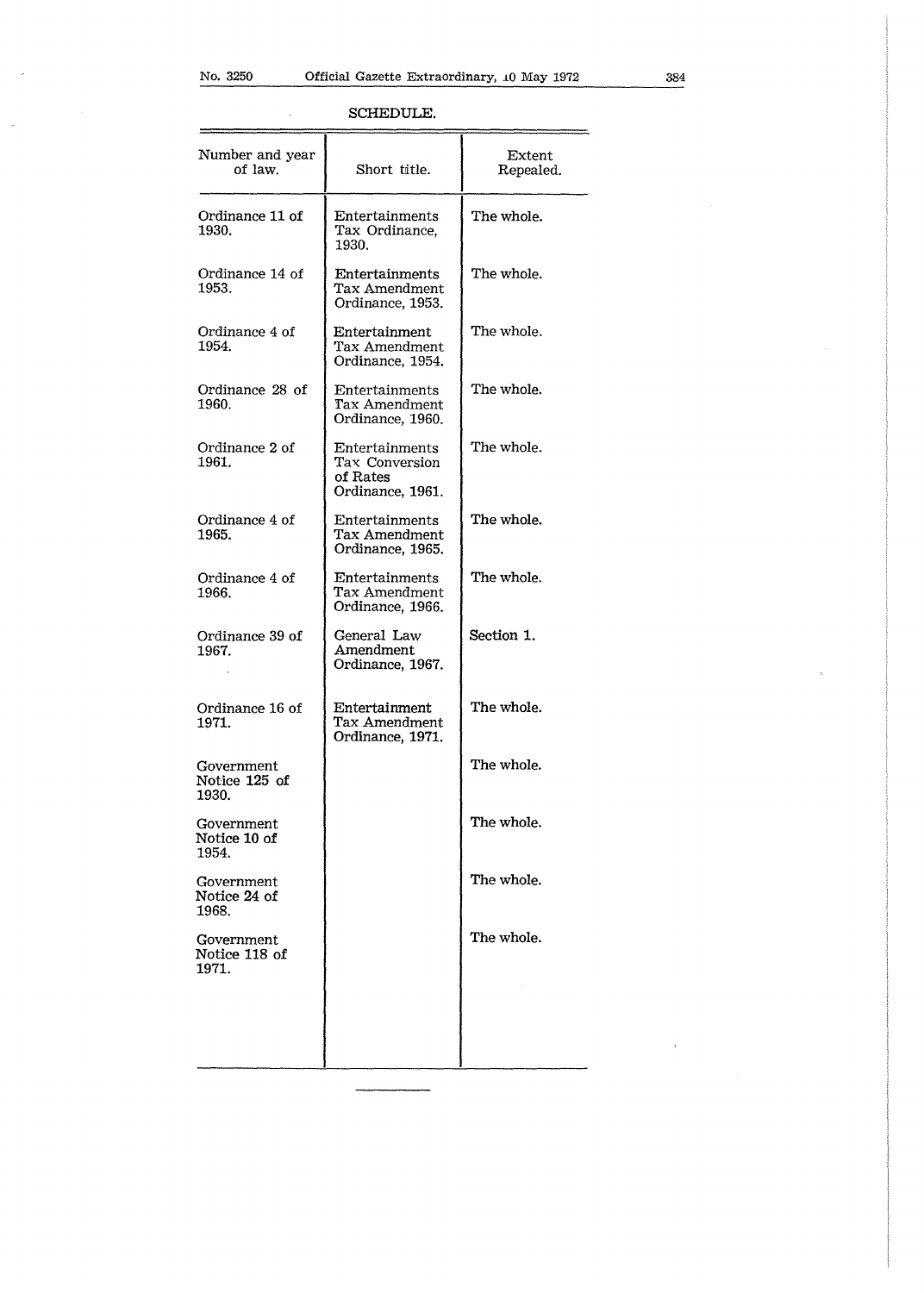SCHEDULE.

| Number and year of law. | Short title. | Extent Repealed. |
| --- | --- | --- |
| Ordinance 11 of 1930. | Entertainments Tax Ordinance, 1930. | The whole. |
| Ordinance 14 of 1953. | Entertainments Tax Amendment Ordinance, 1953. | The whole. |
| Ordinance 4 of 1954. | Entertainment Tax Amendment Ordinance, 1954. | The whole. |
| Ordinance 28 of 1960. | Entertainments Tax Amendment Ordinance, 1960. | The whole. |
| Ordinance 2 of 1961. | Entertainments Tax Conversion of Rates Ordinance, 1961. | The whole. |
| Ordinance 4 of 1965. | Entertainments Tax Amendment Ordinance, 1965. | The whole. |
| Ordinance 4 of 1966. | Entertainments Tax Amendment Ordinance, 1966. | The whole. |
| Ordinance 39 of 1967. | General Law Amendment Ordinance, 1967. | Section 1. |
| Ordinance 16 of 1971. | Entertainment Tax Amendment Ordinance, 1971. | The whole. |
| Government Notice 125 of 1930. | | The whole. |
| Government Notice 10 of 1954. | | The whole. |
| Government Notice 24 of 1968. | | The whole. |
| Government Notice 118 of 1971. | | The whole. |